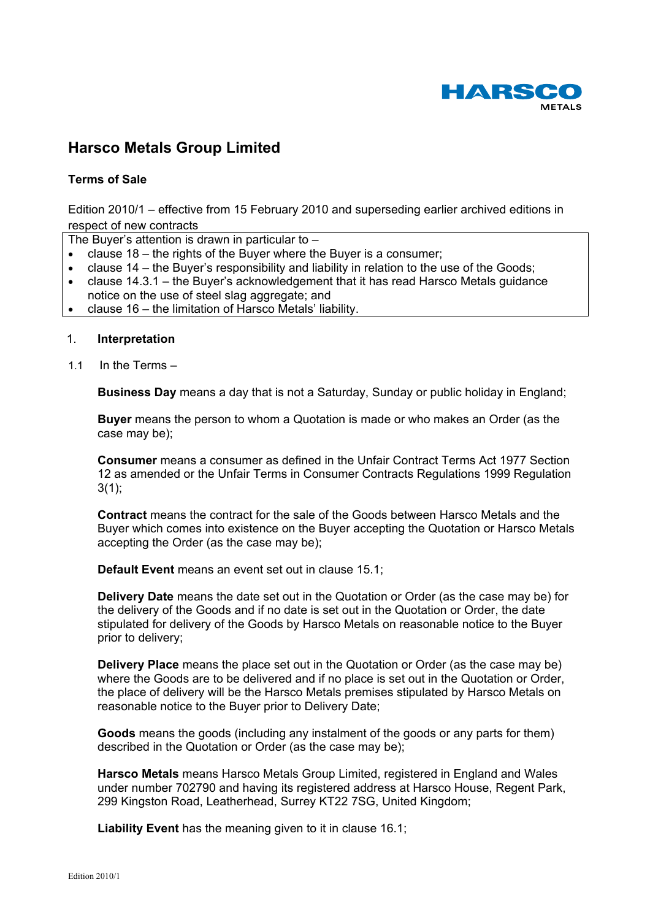# Harsco Metals Group Limited

## Terms of Sale

Edition 2010/1 – effective from 15 February 2010 and superseding earlier archived editions in respect of new contracts

The Buyer's attention is drawn in particular to –

- clause 18 – the rights of the Buyer where the Buyer is a consumer;
- clause 14 – the Buyer's responsibility and liability in relation to the use of the Goods;
- clause 14.3.1 – the Buyer's acknowledgement that it has read Harsco Metals guidance notice on the use of steel slag aggregate; and
- clause 16 – the limitation of Harsco Metals' liability.

### 1. Interpretation

1.1 In the Terms –

**Business Day** means a day that is not a Saturday, Sunday or public holiday in England;

**Buyer** means the person to whom a Quotation is made or who makes an Order (as the case may be);

**Consumer** means a consumer as defined in the Unfair Contract Terms Act 1977 Section 12 as amended or the Unfair Terms in Consumer Contracts Regulations 1999 Regulation 3(1);

**Contract** means the contract for the sale of the Goods between Harsco Metals and the Buyer which comes into existence on the Buyer accepting the Quotation or Harsco Metals accepting the Order (as the case may be);

**Default Event** means an event set out in clause 15.1;

**Delivery Date** means the date set out in the Quotation or Order (as the case may be) for the delivery of the Goods and if no date is set out in the Quotation or Order, the date stipulated for delivery of the Goods by Harsco Metals on reasonable notice to the Buyer prior to delivery;

**Delivery Place** means the place set out in the Quotation or Order (as the case may be) where the Goods are to be delivered and if no place is set out in the Quotation or Order, the place of delivery will be the Harsco Metals premises stipulated by Harsco Metals on reasonable notice to the Buyer prior to Delivery Date;

**Goods** means the goods (including any instalment of the goods or any parts for them) described in the Quotation or Order (as the case may be);

**Harsco Metals** means Harsco Metals Group Limited, registered in England and Wales under number 702790 and having its registered address at Harsco House, Regent Park, 299 Kingston Road, Leatherhead, Surrey KT22 7SG, United Kingdom;

**Liability Event** has the meaning given to it in clause 16.1;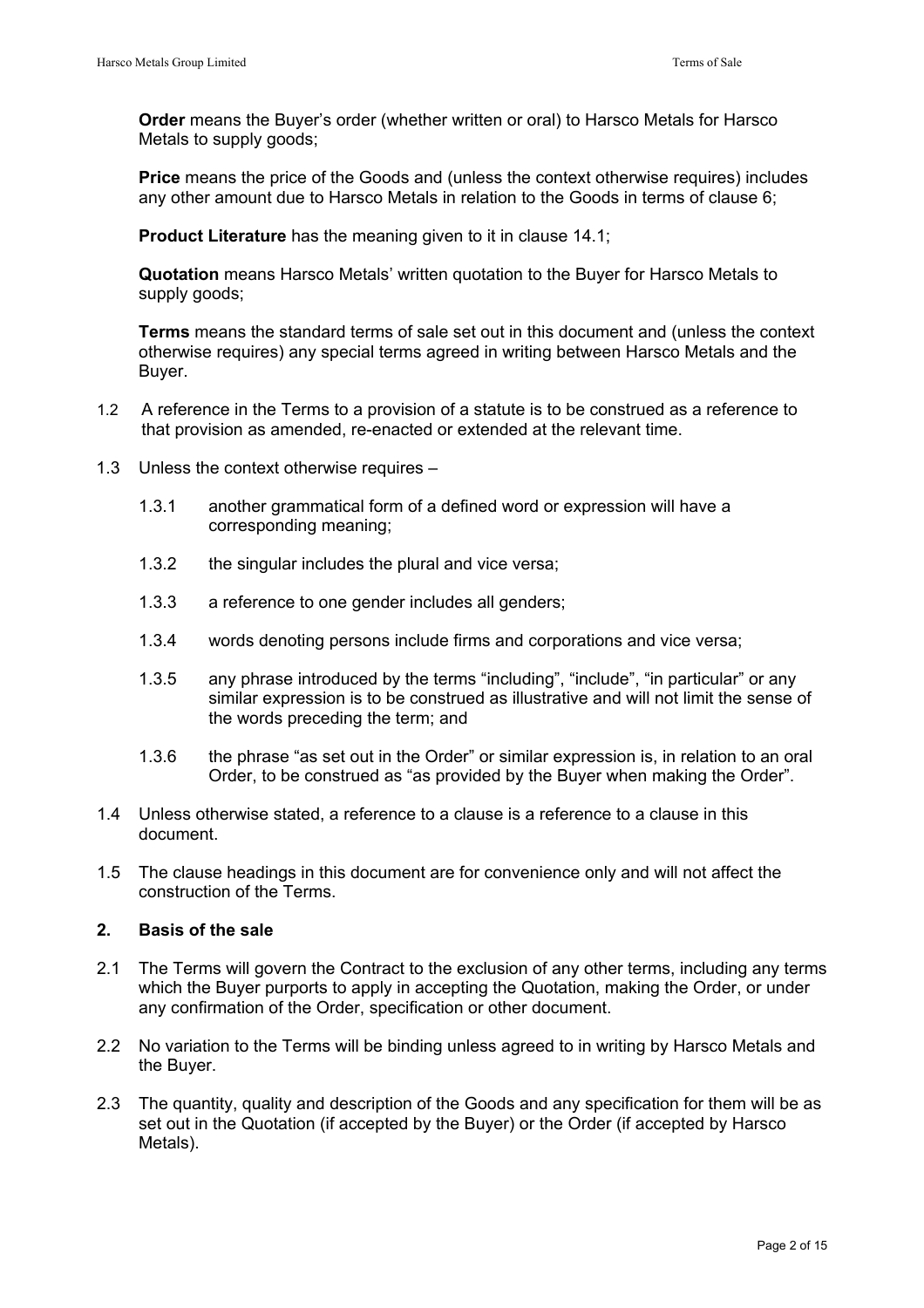**Order** means the Buyer's order (whether written or oral) to Harsco Metals for Harsco Metals to supply goods;

**Price** means the price of the Goods and (unless the context otherwise requires) includes any other amount due to Harsco Metals in relation to the Goods in terms of clause 6;

**Product Literature** has the meaning given to it in clause 14.1;

**Quotation** means Harsco Metals' written quotation to the Buyer for Harsco Metals to supply goods;

**Terms** means the standard terms of sale set out in this document and (unless the context otherwise requires) any special terms agreed in writing between Harsco Metals and the Buyer.

1.2 A reference in the Terms to a provision of a statute is to be construed as a reference to that provision as amended, re-enacted or extended at the relevant time.

1.3 Unless the context otherwise requires –

1.3.1 another grammatical form of a defined word or expression will have a corresponding meaning;

1.3.2 the singular includes the plural and vice versa;

1.3.3 a reference to one gender includes all genders;

1.3.4 words denoting persons include firms and corporations and vice versa;

1.3.5 any phrase introduced by the terms "including", "include", "in particular" or any similar expression is to be construed as illustrative and will not limit the sense of the words preceding the term; and

1.3.6 the phrase "as set out in the Order" or similar expression is, in relation to an oral Order, to be construed as "as provided by the Buyer when making the Order".

1.4 Unless otherwise stated, a reference to a clause is a reference to a clause in this document.

1.5 The clause headings in this document are for convenience only and will not affect the construction of the Terms.

## 2. Basis of the sale

2.1 The Terms will govern the Contract to the exclusion of any other terms, including any terms which the Buyer purports to apply in accepting the Quotation, making the Order, or under any confirmation of the Order, specification or other document.

2.2 No variation to the Terms will be binding unless agreed to in writing by Harsco Metals and the Buyer.

2.3 The quantity, quality and description of the Goods and any specification for them will be as set out in the Quotation (if accepted by the Buyer) or the Order (if accepted by Harsco Metals).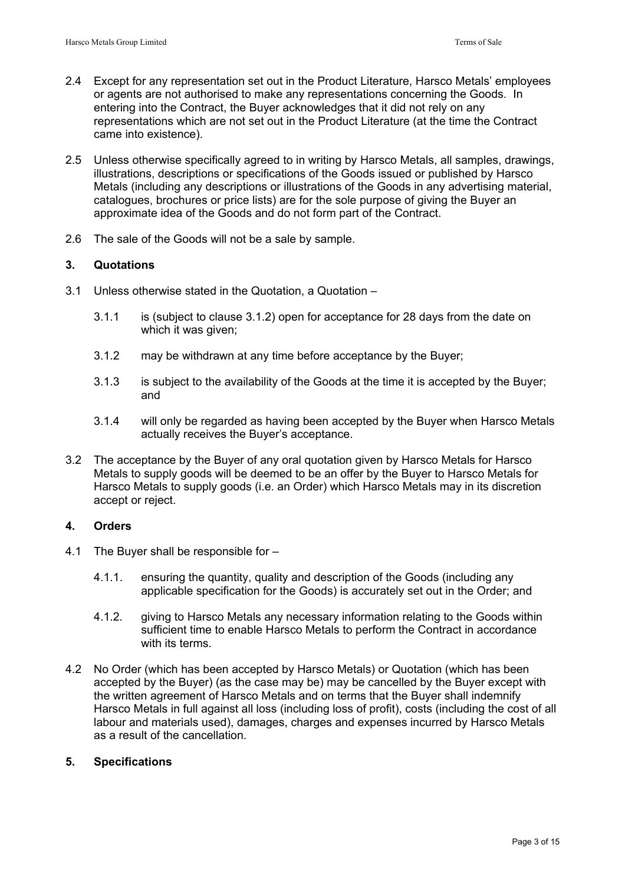2.4 Except for any representation set out in the Product Literature, Harsco Metals' employees or agents are not authorised to make any representations concerning the Goods. In entering into the Contract, the Buyer acknowledges that it did not rely on any representations which are not set out in the Product Literature (at the time the Contract came into existence).

2.5 Unless otherwise specifically agreed to in writing by Harsco Metals, all samples, drawings, illustrations, descriptions or specifications of the Goods issued or published by Harsco Metals (including any descriptions or illustrations of the Goods in any advertising material, catalogues, brochures or price lists) are for the sole purpose of giving the Buyer an approximate idea of the Goods and do not form part of the Contract.

2.6 The sale of the Goods will not be a sale by sample.

**3. Quotations**

3.1 Unless otherwise stated in the Quotation, a Quotation –

3.1.1 is (subject to clause 3.1.2) open for acceptance for 28 days from the date on which it was given;

3.1.2 may be withdrawn at any time before acceptance by the Buyer;

3.1.3 is subject to the availability of the Goods at the time it is accepted by the Buyer; and

3.1.4 will only be regarded as having been accepted by the Buyer when Harsco Metals actually receives the Buyer's acceptance.

3.2 The acceptance by the Buyer of any oral quotation given by Harsco Metals for Harsco Metals to supply goods will be deemed to be an offer by the Buyer to Harsco Metals for Harsco Metals to supply goods (i.e. an Order) which Harsco Metals may in its discretion accept or reject.

**4. Orders**

4.1 The Buyer shall be responsible for –

4.1.1. ensuring the quantity, quality and description of the Goods (including any applicable specification for the Goods) is accurately set out in the Order; and

4.1.2. giving to Harsco Metals any necessary information relating to the Goods within sufficient time to enable Harsco Metals to perform the Contract in accordance with its terms.

4.2 No Order (which has been accepted by Harsco Metals) or Quotation (which has been accepted by the Buyer) (as the case may be) may be cancelled by the Buyer except with the written agreement of Harsco Metals and on terms that the Buyer shall indemnify Harsco Metals in full against all loss (including loss of profit), costs (including the cost of all labour and materials used), damages, charges and expenses incurred by Harsco Metals as a result of the cancellation.

**5. Specifications**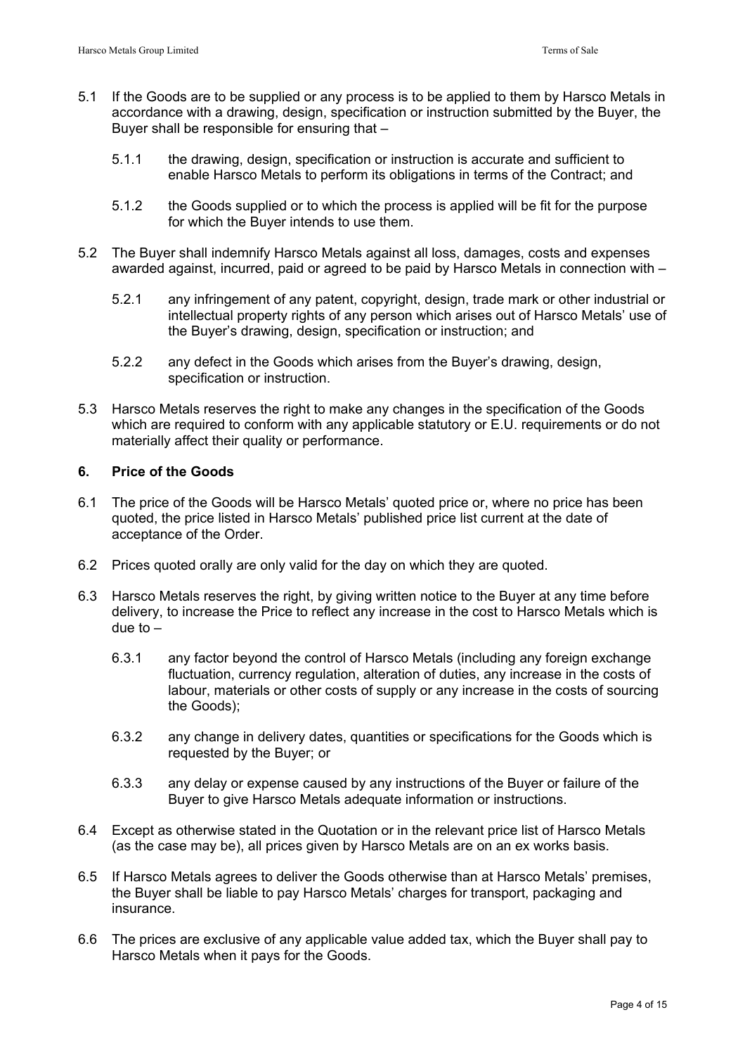5.1 If the Goods are to be supplied or any process is to be applied to them by Harsco Metals in accordance with a drawing, design, specification or instruction submitted by the Buyer, the Buyer shall be responsible for ensuring that –

   5.1.1 the drawing, design, specification or instruction is accurate and sufficient to enable Harsco Metals to perform its obligations in terms of the Contract; and

   5.1.2 the Goods supplied or to which the process is applied will be fit for the purpose for which the Buyer intends to use them.

5.2 The Buyer shall indemnify Harsco Metals against all loss, damages, costs and expenses awarded against, incurred, paid or agreed to be paid by Harsco Metals in connection with –

   5.2.1 any infringement of any patent, copyright, design, trade mark or other industrial or intellectual property rights of any person which arises out of Harsco Metals' use of the Buyer's drawing, design, specification or instruction; and

   5.2.2 any defect in the Goods which arises from the Buyer's drawing, design, specification or instruction.

5.3 Harsco Metals reserves the right to make any changes in the specification of the Goods which are required to conform with any applicable statutory or E.U. requirements or do not materially affect their quality or performance.

## 6. Price of the Goods

6.1 The price of the Goods will be Harsco Metals' quoted price or, where no price has been quoted, the price listed in Harsco Metals' published price list current at the date of acceptance of the Order.

6.2 Prices quoted orally are only valid for the day on which they are quoted.

6.3 Harsco Metals reserves the right, by giving written notice to the Buyer at any time before delivery, to increase the Price to reflect any increase in the cost to Harsco Metals which is due to –

   6.3.1 any factor beyond the control of Harsco Metals (including any foreign exchange fluctuation, currency regulation, alteration of duties, any increase in the costs of labour, materials or other costs of supply or any increase in the costs of sourcing the Goods);

   6.3.2 any change in delivery dates, quantities or specifications for the Goods which is requested by the Buyer; or

   6.3.3 any delay or expense caused by any instructions of the Buyer or failure of the Buyer to give Harsco Metals adequate information or instructions.

6.4 Except as otherwise stated in the Quotation or in the relevant price list of Harsco Metals (as the case may be), all prices given by Harsco Metals are on an ex works basis.

6.5 If Harsco Metals agrees to deliver the Goods otherwise than at Harsco Metals' premises, the Buyer shall be liable to pay Harsco Metals' charges for transport, packaging and insurance.

6.6 The prices are exclusive of any applicable value added tax, which the Buyer shall pay to Harsco Metals when it pays for the Goods.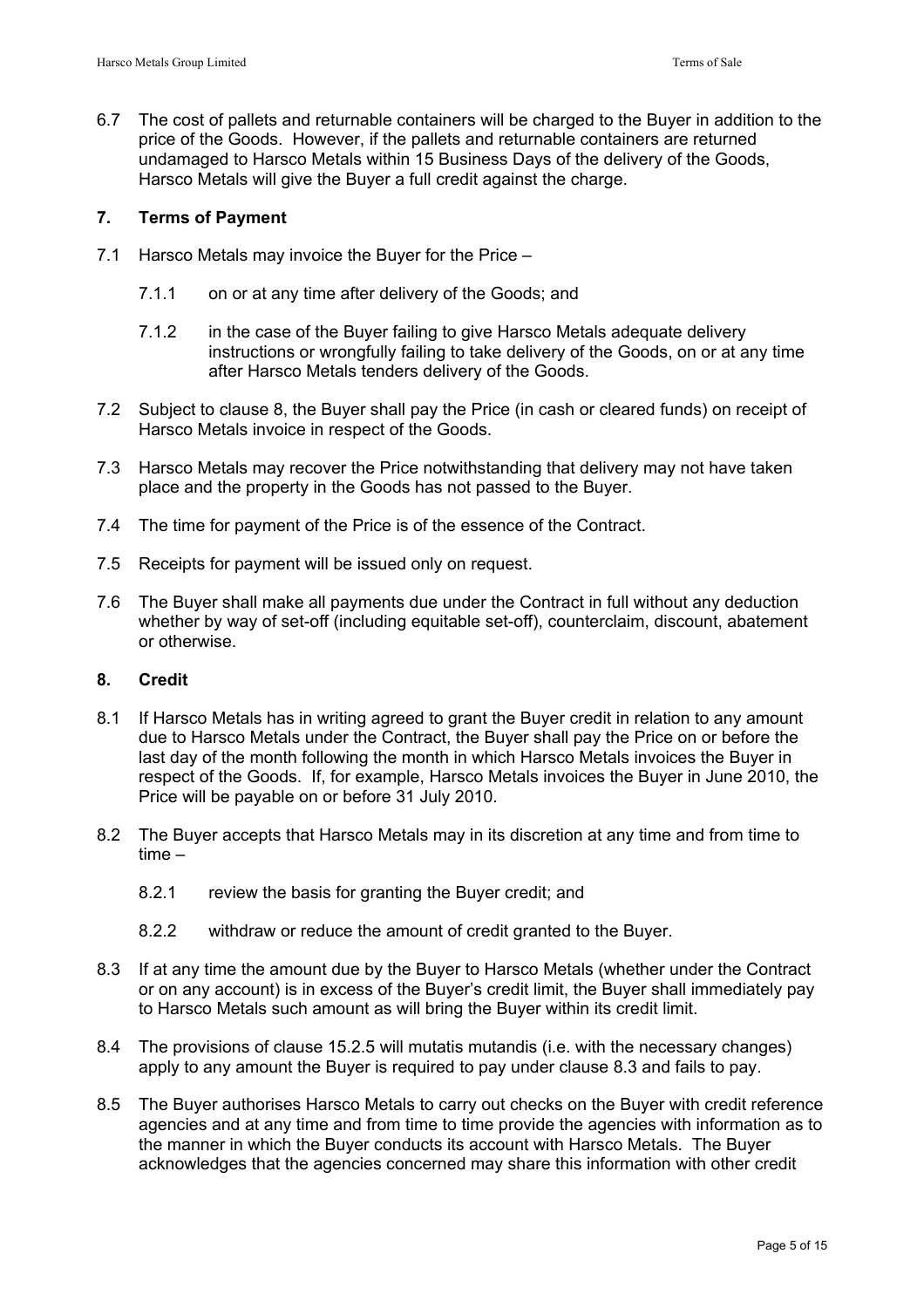6.7 The cost of pallets and returnable containers will be charged to the Buyer in addition to the price of the Goods. However, if the pallets and returnable containers are returned undamaged to Harsco Metals within 15 Business Days of the delivery of the Goods, Harsco Metals will give the Buyer a full credit against the charge.

## 7. Terms of Payment

7.1 Harsco Metals may invoice the Buyer for the Price –

7.1.1 on or at any time after delivery of the Goods; and

7.1.2 in the case of the Buyer failing to give Harsco Metals adequate delivery instructions or wrongfully failing to take delivery of the Goods, on or at any time after Harsco Metals tenders delivery of the Goods.

7.2 Subject to clause 8, the Buyer shall pay the Price (in cash or cleared funds) on receipt of Harsco Metals invoice in respect of the Goods.

7.3 Harsco Metals may recover the Price notwithstanding that delivery may not have taken place and the property in the Goods has not passed to the Buyer.

7.4 The time for payment of the Price is of the essence of the Contract.

7.5 Receipts for payment will be issued only on request.

7.6 The Buyer shall make all payments due under the Contract in full without any deduction whether by way of set-off (including equitable set-off), counterclaim, discount, abatement or otherwise.

## 8. Credit

8.1 If Harsco Metals has in writing agreed to grant the Buyer credit in relation to any amount due to Harsco Metals under the Contract, the Buyer shall pay the Price on or before the last day of the month following the month in which Harsco Metals invoices the Buyer in respect of the Goods. If, for example, Harsco Metals invoices the Buyer in June 2010, the Price will be payable on or before 31 July 2010.

8.2 The Buyer accepts that Harsco Metals may in its discretion at any time and from time to time –

8.2.1 review the basis for granting the Buyer credit; and

8.2.2 withdraw or reduce the amount of credit granted to the Buyer.

8.3 If at any time the amount due by the Buyer to Harsco Metals (whether under the Contract or on any account) is in excess of the Buyer's credit limit, the Buyer shall immediately pay to Harsco Metals such amount as will bring the Buyer within its credit limit.

8.4 The provisions of clause 15.2.5 will mutatis mutandis (i.e. with the necessary changes) apply to any amount the Buyer is required to pay under clause 8.3 and fails to pay.

8.5 The Buyer authorises Harsco Metals to carry out checks on the Buyer with credit reference agencies and at any time and from time to time provide the agencies with information as to the manner in which the Buyer conducts its account with Harsco Metals. The Buyer acknowledges that the agencies concerned may share this information with other credit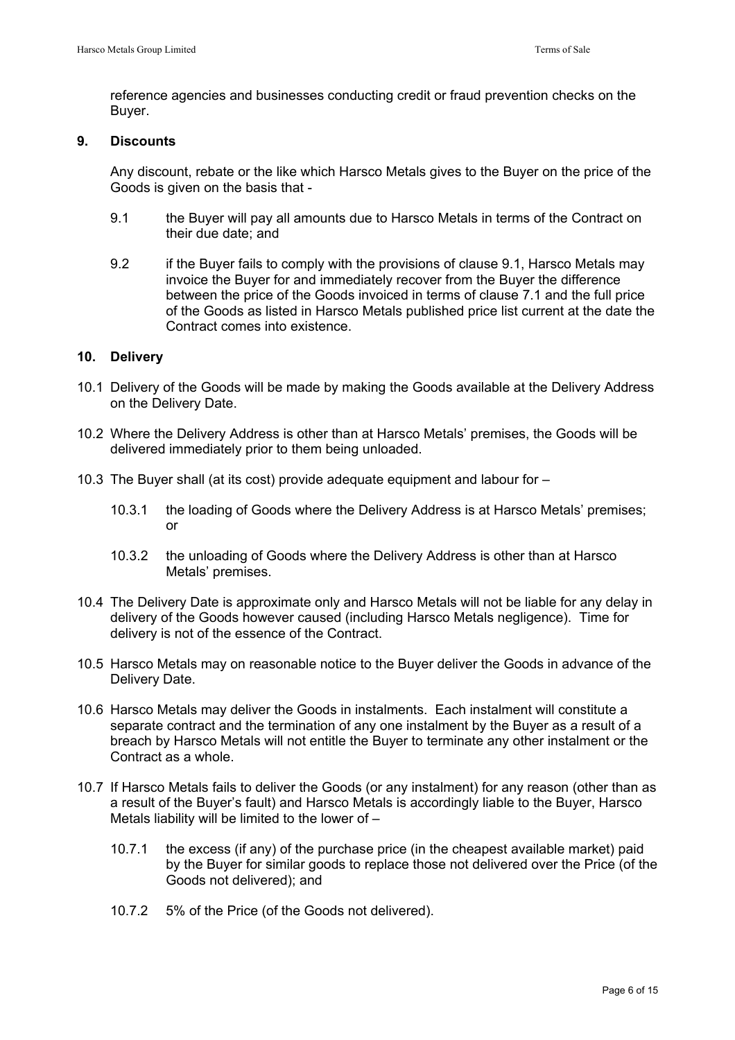reference agencies and businesses conducting credit or fraud prevention checks on the Buyer.

## 9. Discounts

Any discount, rebate or the like which Harsco Metals gives to the Buyer on the price of the Goods is given on the basis that -

9.1 the Buyer will pay all amounts due to Harsco Metals in terms of the Contract on their due date; and

9.2 if the Buyer fails to comply with the provisions of clause 9.1, Harsco Metals may invoice the Buyer for and immediately recover from the Buyer the difference between the price of the Goods invoiced in terms of clause 7.1 and the full price of the Goods as listed in Harsco Metals published price list current at the date the Contract comes into existence.

## 10. Delivery

10.1 Delivery of the Goods will be made by making the Goods available at the Delivery Address on the Delivery Date.

10.2 Where the Delivery Address is other than at Harsco Metals' premises, the Goods will be delivered immediately prior to them being unloaded.

10.3 The Buyer shall (at its cost) provide adequate equipment and labour for –

10.3.1 the loading of Goods where the Delivery Address is at Harsco Metals' premises; or

10.3.2 the unloading of Goods where the Delivery Address is other than at Harsco Metals' premises.

10.4 The Delivery Date is approximate only and Harsco Metals will not be liable for any delay in delivery of the Goods however caused (including Harsco Metals negligence). Time for delivery is not of the essence of the Contract.

10.5 Harsco Metals may on reasonable notice to the Buyer deliver the Goods in advance of the Delivery Date.

10.6 Harsco Metals may deliver the Goods in instalments. Each instalment will constitute a separate contract and the termination of any one instalment by the Buyer as a result of a breach by Harsco Metals will not entitle the Buyer to terminate any other instalment or the Contract as a whole.

10.7 If Harsco Metals fails to deliver the Goods (or any instalment) for any reason (other than as a result of the Buyer's fault) and Harsco Metals is accordingly liable to the Buyer, Harsco Metals liability will be limited to the lower of –

10.7.1 the excess (if any) of the purchase price (in the cheapest available market) paid by the Buyer for similar goods to replace those not delivered over the Price (of the Goods not delivered); and

10.7.2 5% of the Price (of the Goods not delivered).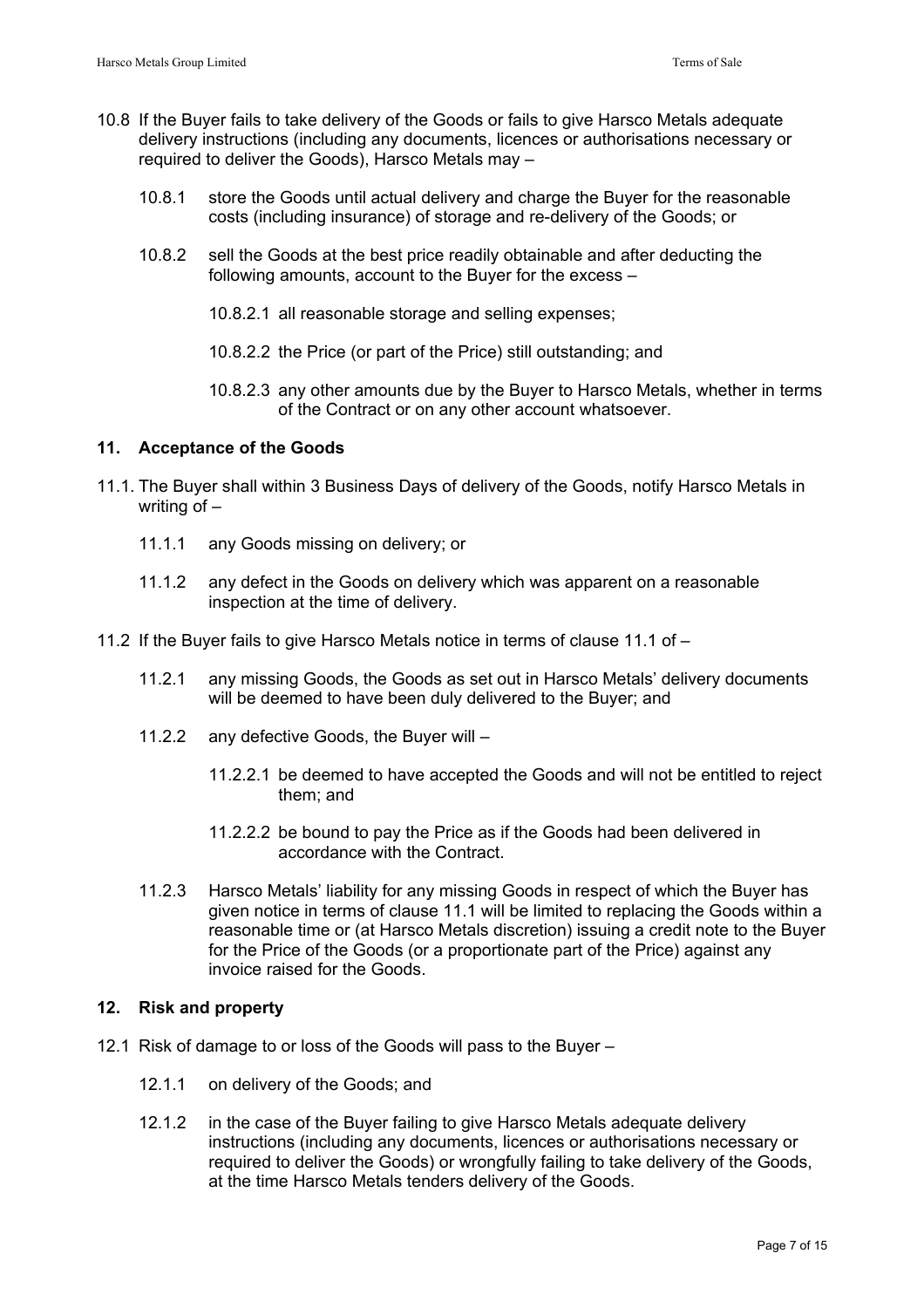10.8 If the Buyer fails to take delivery of the Goods or fails to give Harsco Metals adequate delivery instructions (including any documents, licences or authorisations necessary or required to deliver the Goods), Harsco Metals may –

10.8.1 store the Goods until actual delivery and charge the Buyer for the reasonable costs (including insurance) of storage and re-delivery of the Goods; or

10.8.2 sell the Goods at the best price readily obtainable and after deducting the following amounts, account to the Buyer for the excess –

10.8.2.1 all reasonable storage and selling expenses;

10.8.2.2 the Price (or part of the Price) still outstanding; and

10.8.2.3 any other amounts due by the Buyer to Harsco Metals, whether in terms of the Contract or on any other account whatsoever.

## 11. Acceptance of the Goods

11.1. The Buyer shall within 3 Business Days of delivery of the Goods, notify Harsco Metals in writing of –

11.1.1 any Goods missing on delivery; or

11.1.2 any defect in the Goods on delivery which was apparent on a reasonable inspection at the time of delivery.

11.2 If the Buyer fails to give Harsco Metals notice in terms of clause 11.1 of –

11.2.1 any missing Goods, the Goods as set out in Harsco Metals' delivery documents will be deemed to have been duly delivered to the Buyer; and

11.2.2 any defective Goods, the Buyer will –

11.2.2.1 be deemed to have accepted the Goods and will not be entitled to reject them; and

11.2.2.2 be bound to pay the Price as if the Goods had been delivered in accordance with the Contract.

11.2.3 Harsco Metals' liability for any missing Goods in respect of which the Buyer has given notice in terms of clause 11.1 will be limited to replacing the Goods within a reasonable time or (at Harsco Metals discretion) issuing a credit note to the Buyer for the Price of the Goods (or a proportionate part of the Price) against any invoice raised for the Goods.

## 12. Risk and property

12.1 Risk of damage to or loss of the Goods will pass to the Buyer –

12.1.1 on delivery of the Goods; and

12.1.2 in the case of the Buyer failing to give Harsco Metals adequate delivery instructions (including any documents, licences or authorisations necessary or required to deliver the Goods) or wrongfully failing to take delivery of the Goods, at the time Harsco Metals tenders delivery of the Goods.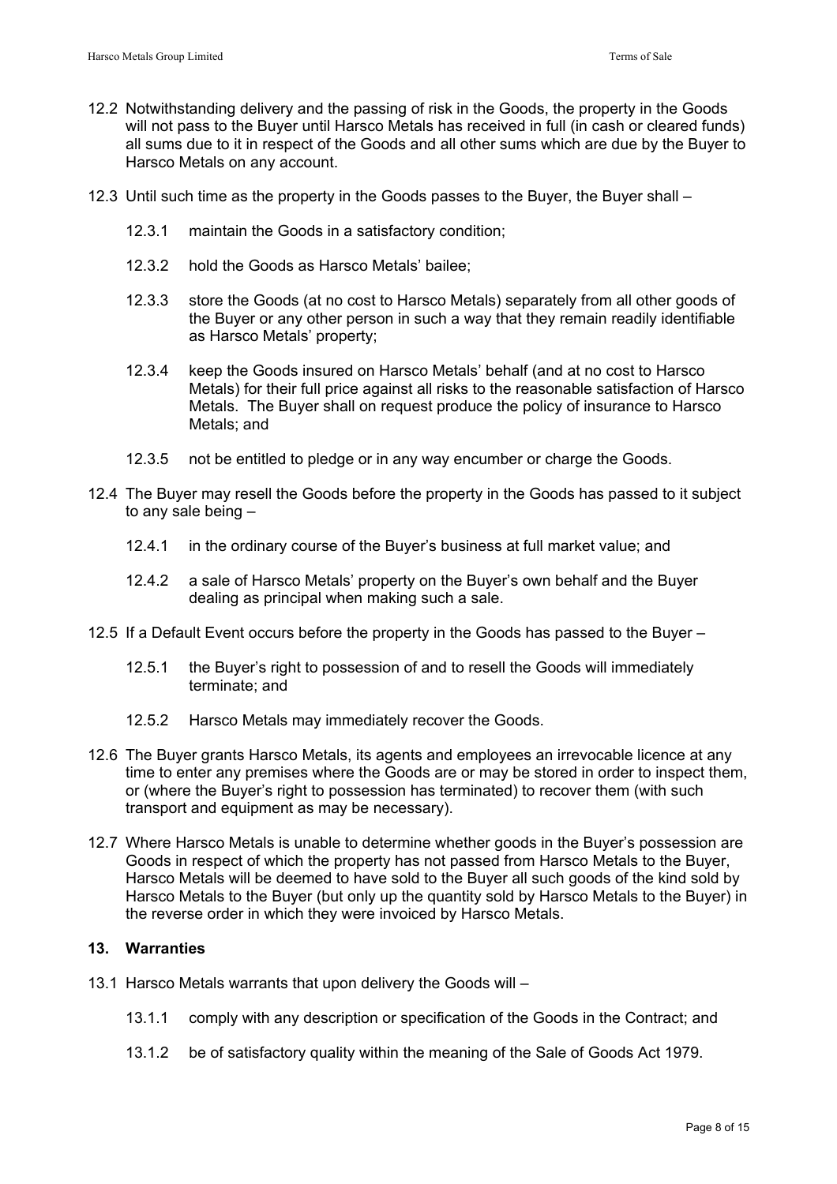12.2 Notwithstanding delivery and the passing of risk in the Goods, the property in the Goods will not pass to the Buyer until Harsco Metals has received in full (in cash or cleared funds) all sums due to it in respect of the Goods and all other sums which are due by the Buyer to Harsco Metals on any account.

12.3 Until such time as the property in the Goods passes to the Buyer, the Buyer shall –

12.3.1 maintain the Goods in a satisfactory condition;

12.3.2 hold the Goods as Harsco Metals' bailee;

12.3.3 store the Goods (at no cost to Harsco Metals) separately from all other goods of the Buyer or any other person in such a way that they remain readily identifiable as Harsco Metals' property;

12.3.4 keep the Goods insured on Harsco Metals' behalf (and at no cost to Harsco Metals) for their full price against all risks to the reasonable satisfaction of Harsco Metals. The Buyer shall on request produce the policy of insurance to Harsco Metals; and

12.3.5 not be entitled to pledge or in any way encumber or charge the Goods.

12.4 The Buyer may resell the Goods before the property in the Goods has passed to it subject to any sale being –

12.4.1 in the ordinary course of the Buyer's business at full market value; and

12.4.2 a sale of Harsco Metals' property on the Buyer's own behalf and the Buyer dealing as principal when making such a sale.

12.5 If a Default Event occurs before the property in the Goods has passed to the Buyer –

12.5.1 the Buyer's right to possession of and to resell the Goods will immediately terminate; and

12.5.2 Harsco Metals may immediately recover the Goods.

12.6 The Buyer grants Harsco Metals, its agents and employees an irrevocable licence at any time to enter any premises where the Goods are or may be stored in order to inspect them, or (where the Buyer's right to possession has terminated) to recover them (with such transport and equipment as may be necessary).

12.7 Where Harsco Metals is unable to determine whether goods in the Buyer's possession are Goods in respect of which the property has not passed from Harsco Metals to the Buyer, Harsco Metals will be deemed to have sold to the Buyer all such goods of the kind sold by Harsco Metals to the Buyer (but only up the quantity sold by Harsco Metals to the Buyer) in the reverse order in which they were invoiced by Harsco Metals.

## 13. Warranties

13.1 Harsco Metals warrants that upon delivery the Goods will –

13.1.1 comply with any description or specification of the Goods in the Contract; and

13.1.2 be of satisfactory quality within the meaning of the Sale of Goods Act 1979.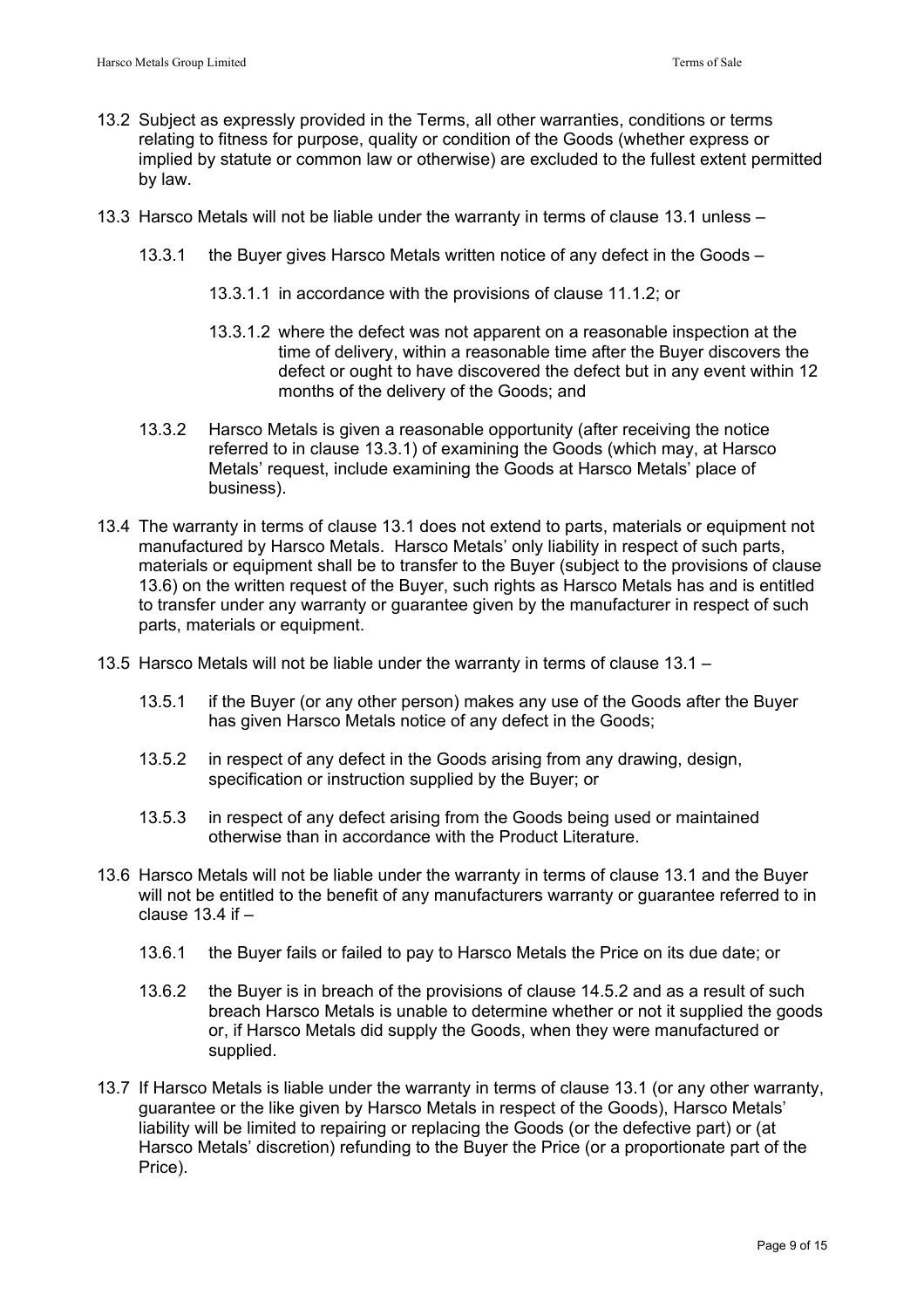13.2 Subject as expressly provided in the Terms, all other warranties, conditions or terms relating to fitness for purpose, quality or condition of the Goods (whether express or implied by statute or common law or otherwise) are excluded to the fullest extent permitted by law.

13.3 Harsco Metals will not be liable under the warranty in terms of clause 13.1 unless –

13.3.1 the Buyer gives Harsco Metals written notice of any defect in the Goods –

13.3.1.1 in accordance with the provisions of clause 11.1.2; or

13.3.1.2 where the defect was not apparent on a reasonable inspection at the time of delivery, within a reasonable time after the Buyer discovers the defect or ought to have discovered the defect but in any event within 12 months of the delivery of the Goods; and

13.3.2 Harsco Metals is given a reasonable opportunity (after receiving the notice referred to in clause 13.3.1) of examining the Goods (which may, at Harsco Metals' request, include examining the Goods at Harsco Metals' place of business).

13.4 The warranty in terms of clause 13.1 does not extend to parts, materials or equipment not manufactured by Harsco Metals. Harsco Metals' only liability in respect of such parts, materials or equipment shall be to transfer to the Buyer (subject to the provisions of clause 13.6) on the written request of the Buyer, such rights as Harsco Metals has and is entitled to transfer under any warranty or guarantee given by the manufacturer in respect of such parts, materials or equipment.

13.5 Harsco Metals will not be liable under the warranty in terms of clause 13.1 –

13.5.1 if the Buyer (or any other person) makes any use of the Goods after the Buyer has given Harsco Metals notice of any defect in the Goods;

13.5.2 in respect of any defect in the Goods arising from any drawing, design, specification or instruction supplied by the Buyer; or

13.5.3 in respect of any defect arising from the Goods being used or maintained otherwise than in accordance with the Product Literature.

13.6 Harsco Metals will not be liable under the warranty in terms of clause 13.1 and the Buyer will not be entitled to the benefit of any manufacturers warranty or guarantee referred to in clause 13.4 if –

13.6.1 the Buyer fails or failed to pay to Harsco Metals the Price on its due date; or

13.6.2 the Buyer is in breach of the provisions of clause 14.5.2 and as a result of such breach Harsco Metals is unable to determine whether or not it supplied the goods or, if Harsco Metals did supply the Goods, when they were manufactured or supplied.

13.7 If Harsco Metals is liable under the warranty in terms of clause 13.1 (or any other warranty, guarantee or the like given by Harsco Metals in respect of the Goods), Harsco Metals' liability will be limited to repairing or replacing the Goods (or the defective part) or (at Harsco Metals' discretion) refunding to the Buyer the Price (or a proportionate part of the Price).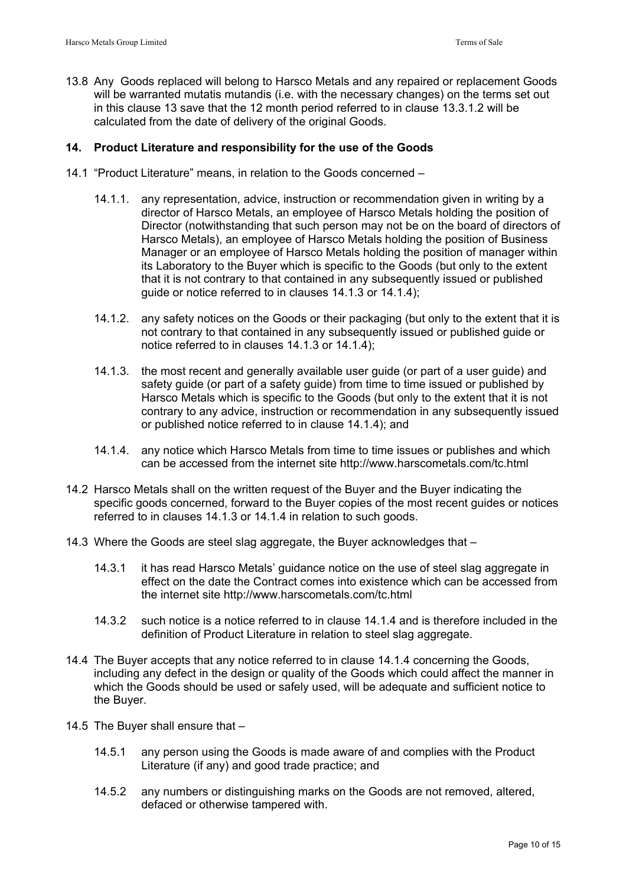13.8 Any Goods replaced will belong to Harsco Metals and any repaired or replacement Goods will be warranted mutatis mutandis (i.e. with the necessary changes) on the terms set out in this clause 13 save that the 12 month period referred to in clause 13.3.1.2 will be calculated from the date of delivery of the original Goods.

## 14. Product Literature and responsibility for the use of the Goods

14.1 "Product Literature" means, in relation to the Goods concerned –

14.1.1. any representation, advice, instruction or recommendation given in writing by a director of Harsco Metals, an employee of Harsco Metals holding the position of Director (notwithstanding that such person may not be on the board of directors of Harsco Metals), an employee of Harsco Metals holding the position of Business Manager or an employee of Harsco Metals holding the position of manager within its Laboratory to the Buyer which is specific to the Goods (but only to the extent that it is not contrary to that contained in any subsequently issued or published guide or notice referred to in clauses 14.1.3 or 14.1.4);

14.1.2. any safety notices on the Goods or their packaging (but only to the extent that it is not contrary to that contained in any subsequently issued or published guide or notice referred to in clauses 14.1.3 or 14.1.4);

14.1.3. the most recent and generally available user guide (or part of a user guide) and safety guide (or part of a safety guide) from time to time issued or published by Harsco Metals which is specific to the Goods (but only to the extent that it is not contrary to any advice, instruction or recommendation in any subsequently issued or published notice referred to in clause 14.1.4); and

14.1.4. any notice which Harsco Metals from time to time issues or publishes and which can be accessed from the internet site http://www.harscometals.com/tc.html

14.2 Harsco Metals shall on the written request of the Buyer and the Buyer indicating the specific goods concerned, forward to the Buyer copies of the most recent guides or notices referred to in clauses 14.1.3 or 14.1.4 in relation to such goods.

14.3 Where the Goods are steel slag aggregate, the Buyer acknowledges that –

14.3.1 it has read Harsco Metals' guidance notice on the use of steel slag aggregate in effect on the date the Contract comes into existence which can be accessed from the internet site http://www.harscometals.com/tc.html

14.3.2 such notice is a notice referred to in clause 14.1.4 and is therefore included in the definition of Product Literature in relation to steel slag aggregate.

14.4 The Buyer accepts that any notice referred to in clause 14.1.4 concerning the Goods, including any defect in the design or quality of the Goods which could affect the manner in which the Goods should be used or safely used, will be adequate and sufficient notice to the Buyer.

14.5 The Buyer shall ensure that –

14.5.1 any person using the Goods is made aware of and complies with the Product Literature (if any) and good trade practice; and

14.5.2 any numbers or distinguishing marks on the Goods are not removed, altered, defaced or otherwise tampered with.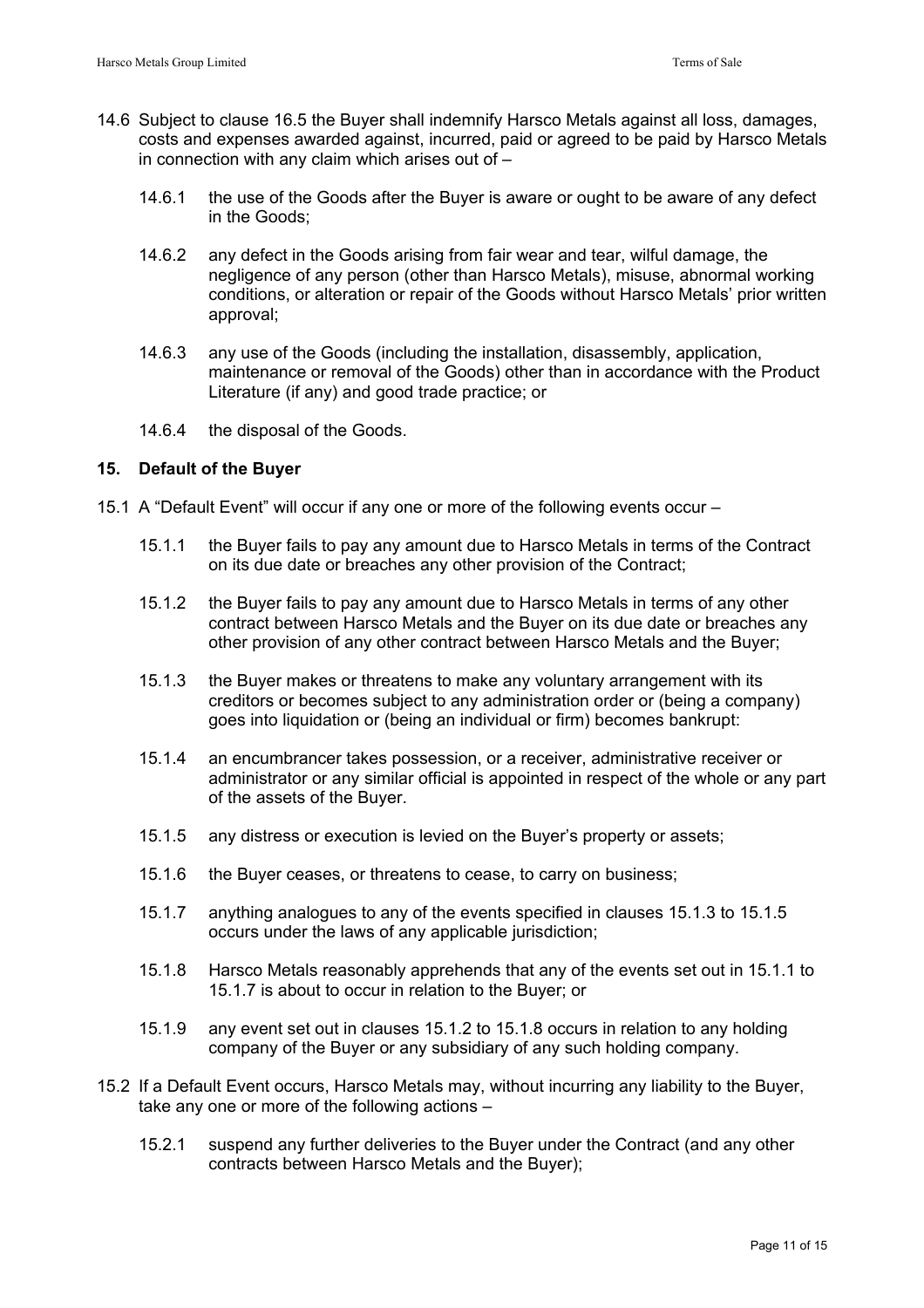14.6 Subject to clause 16.5 the Buyer shall indemnify Harsco Metals against all loss, damages, costs and expenses awarded against, incurred, paid or agreed to be paid by Harsco Metals in connection with any claim which arises out of –

14.6.1 the use of the Goods after the Buyer is aware or ought to be aware of any defect in the Goods;

14.6.2 any defect in the Goods arising from fair wear and tear, wilful damage, the negligence of any person (other than Harsco Metals), misuse, abnormal working conditions, or alteration or repair of the Goods without Harsco Metals' prior written approval;

14.6.3 any use of the Goods (including the installation, disassembly, application, maintenance or removal of the Goods) other than in accordance with the Product Literature (if any) and good trade practice; or

14.6.4 the disposal of the Goods.

## 15. Default of the Buyer

15.1 A "Default Event" will occur if any one or more of the following events occur –

15.1.1 the Buyer fails to pay any amount due to Harsco Metals in terms of the Contract on its due date or breaches any other provision of the Contract;

15.1.2 the Buyer fails to pay any amount due to Harsco Metals in terms of any other contract between Harsco Metals and the Buyer on its due date or breaches any other provision of any other contract between Harsco Metals and the Buyer;

15.1.3 the Buyer makes or threatens to make any voluntary arrangement with its creditors or becomes subject to any administration order or (being a company) goes into liquidation or (being an individual or firm) becomes bankrupt:

15.1.4 an encumbrancer takes possession, or a receiver, administrative receiver or administrator or any similar official is appointed in respect of the whole or any part of the assets of the Buyer.

15.1.5 any distress or execution is levied on the Buyer's property or assets;

15.1.6 the Buyer ceases, or threatens to cease, to carry on business;

15.1.7 anything analogues to any of the events specified in clauses 15.1.3 to 15.1.5 occurs under the laws of any applicable jurisdiction;

15.1.8 Harsco Metals reasonably apprehends that any of the events set out in 15.1.1 to 15.1.7 is about to occur in relation to the Buyer; or

15.1.9 any event set out in clauses 15.1.2 to 15.1.8 occurs in relation to any holding company of the Buyer or any subsidiary of any such holding company.

15.2 If a Default Event occurs, Harsco Metals may, without incurring any liability to the Buyer, take any one or more of the following actions –

15.2.1 suspend any further deliveries to the Buyer under the Contract (and any other contracts between Harsco Metals and the Buyer);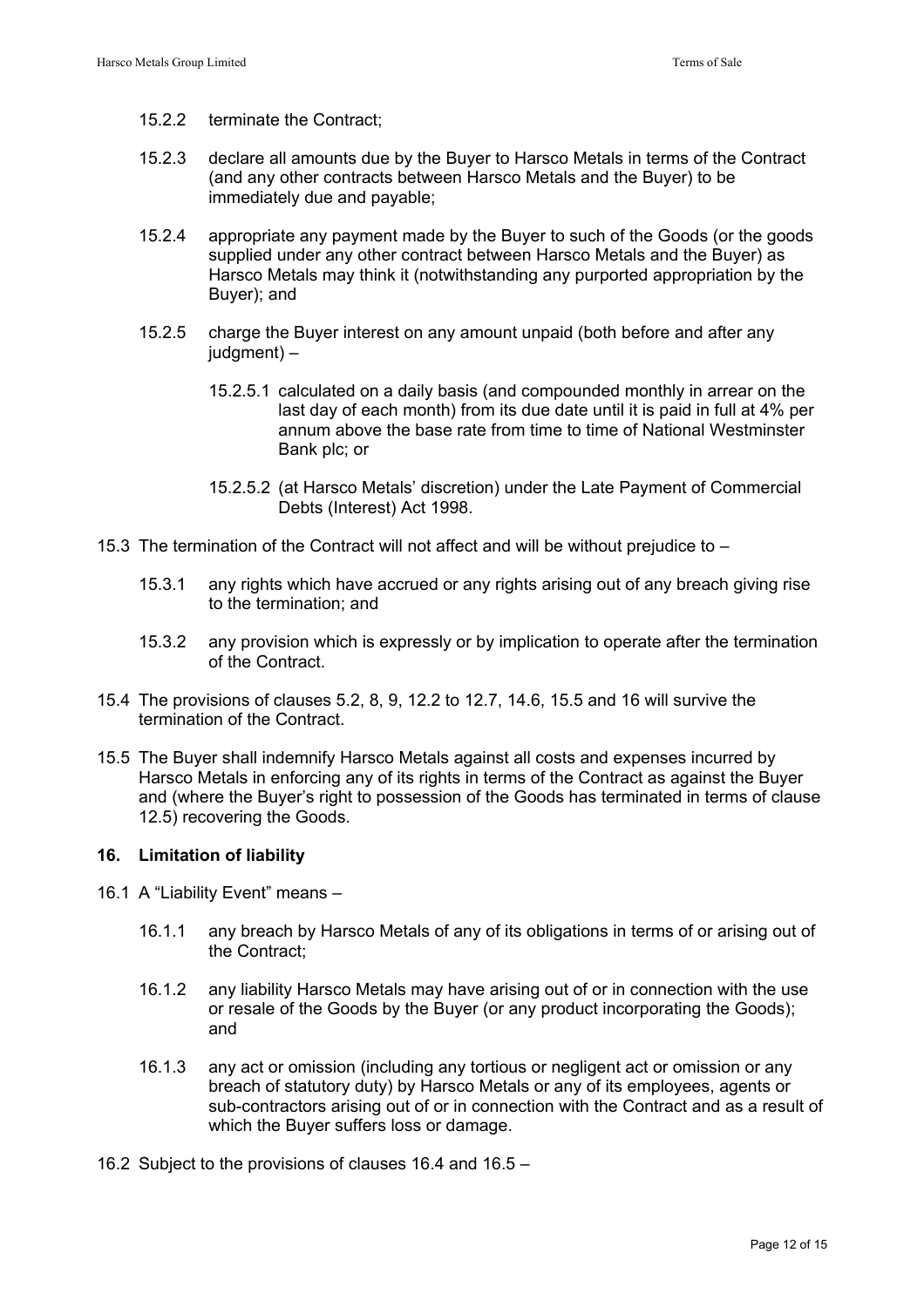15.2.2 terminate the Contract;

15.2.3 declare all amounts due by the Buyer to Harsco Metals in terms of the Contract (and any other contracts between Harsco Metals and the Buyer) to be immediately due and payable;

15.2.4 appropriate any payment made by the Buyer to such of the Goods (or the goods supplied under any other contract between Harsco Metals and the Buyer) as Harsco Metals may think it (notwithstanding any purported appropriation by the Buyer); and

15.2.5 charge the Buyer interest on any amount unpaid (both before and after any judgment) –

15.2.5.1 calculated on a daily basis (and compounded monthly in arrear on the last day of each month) from its due date until it is paid in full at 4% per annum above the base rate from time to time of National Westminster Bank plc; or

15.2.5.2 (at Harsco Metals' discretion) under the Late Payment of Commercial Debts (Interest) Act 1998.

15.3 The termination of the Contract will not affect and will be without prejudice to –

15.3.1 any rights which have accrued or any rights arising out of any breach giving rise to the termination; and

15.3.2 any provision which is expressly or by implication to operate after the termination of the Contract.

15.4 The provisions of clauses 5.2, 8, 9, 12.2 to 12.7, 14.6, 15.5 and 16 will survive the termination of the Contract.

15.5 The Buyer shall indemnify Harsco Metals against all costs and expenses incurred by Harsco Metals in enforcing any of its rights in terms of the Contract as against the Buyer and (where the Buyer's right to possession of the Goods has terminated in terms of clause 12.5) recovering the Goods.

## 16. Limitation of liability

16.1 A "Liability Event" means –

16.1.1 any breach by Harsco Metals of any of its obligations in terms of or arising out of the Contract;

16.1.2 any liability Harsco Metals may have arising out of or in connection with the use or resale of the Goods by the Buyer (or any product incorporating the Goods); and

16.1.3 any act or omission (including any tortious or negligent act or omission or any breach of statutory duty) by Harsco Metals or any of its employees, agents or sub-contractors arising out of or in connection with the Contract and as a result of which the Buyer suffers loss or damage.

16.2 Subject to the provisions of clauses 16.4 and 16.5 –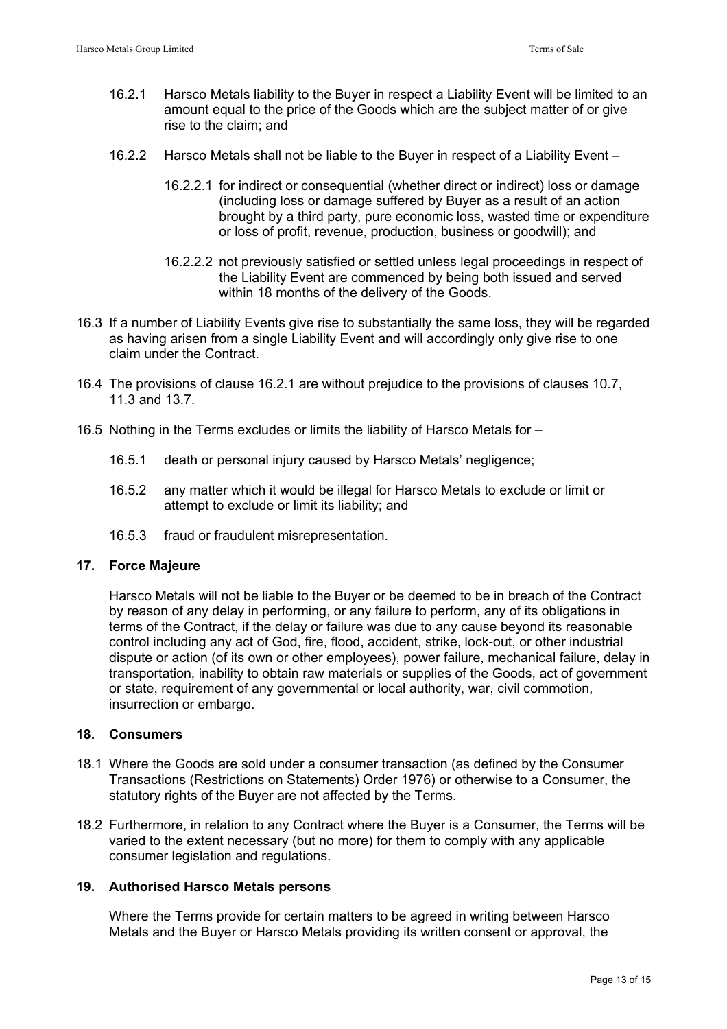16.2.1 Harsco Metals liability to the Buyer in respect a Liability Event will be limited to an amount equal to the price of the Goods which are the subject matter of or give rise to the claim; and

16.2.2 Harsco Metals shall not be liable to the Buyer in respect of a Liability Event –

16.2.2.1 for indirect or consequential (whether direct or indirect) loss or damage (including loss or damage suffered by Buyer as a result of an action brought by a third party, pure economic loss, wasted time or expenditure or loss of profit, revenue, production, business or goodwill); and

16.2.2.2 not previously satisfied or settled unless legal proceedings in respect of the Liability Event are commenced by being both issued and served within 18 months of the delivery of the Goods.

16.3 If a number of Liability Events give rise to substantially the same loss, they will be regarded as having arisen from a single Liability Event and will accordingly only give rise to one claim under the Contract.

16.4 The provisions of clause 16.2.1 are without prejudice to the provisions of clauses 10.7, 11.3 and 13.7.

16.5 Nothing in the Terms excludes or limits the liability of Harsco Metals for –

16.5.1 death or personal injury caused by Harsco Metals' negligence;

16.5.2 any matter which it would be illegal for Harsco Metals to exclude or limit or attempt to exclude or limit its liability; and

16.5.3 fraud or fraudulent misrepresentation.

## 17. Force Majeure

Harsco Metals will not be liable to the Buyer or be deemed to be in breach of the Contract by reason of any delay in performing, or any failure to perform, any of its obligations in terms of the Contract, if the delay or failure was due to any cause beyond its reasonable control including any act of God, fire, flood, accident, strike, lock-out, or other industrial dispute or action (of its own or other employees), power failure, mechanical failure, delay in transportation, inability to obtain raw materials or supplies of the Goods, act of government or state, requirement of any governmental or local authority, war, civil commotion, insurrection or embargo.

## 18. Consumers

18.1 Where the Goods are sold under a consumer transaction (as defined by the Consumer Transactions (Restrictions on Statements) Order 1976) or otherwise to a Consumer, the statutory rights of the Buyer are not affected by the Terms.

18.2 Furthermore, in relation to any Contract where the Buyer is a Consumer, the Terms will be varied to the extent necessary (but no more) for them to comply with any applicable consumer legislation and regulations.

## 19. Authorised Harsco Metals persons

Where the Terms provide for certain matters to be agreed in writing between Harsco Metals and the Buyer or Harsco Metals providing its written consent or approval, the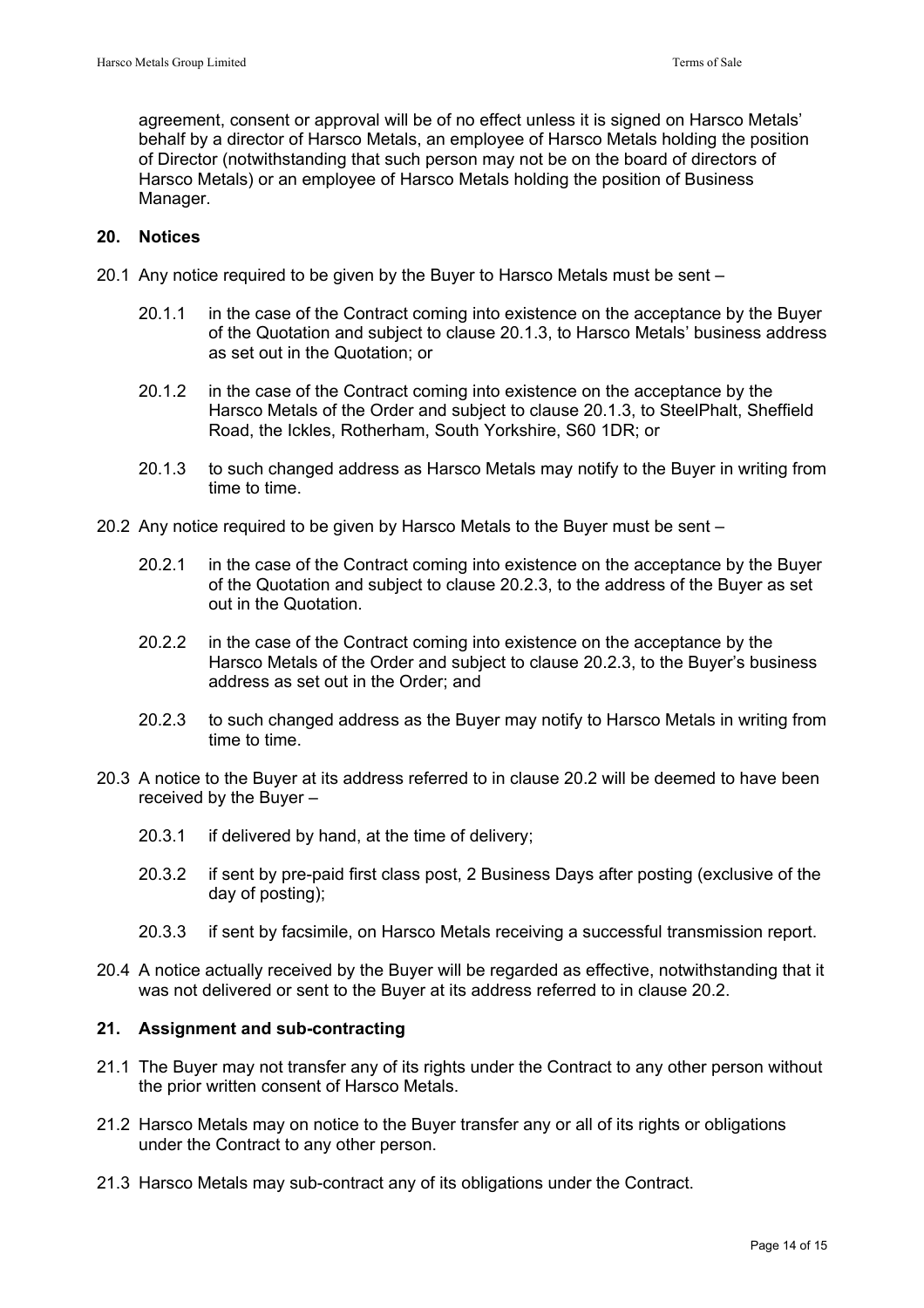agreement, consent or approval will be of no effect unless it is signed on Harsco Metals' behalf by a director of Harsco Metals, an employee of Harsco Metals holding the position of Director (notwithstanding that such person may not be on the board of directors of Harsco Metals) or an employee of Harsco Metals holding the position of Business Manager.

## 20. Notices

20.1 Any notice required to be given by the Buyer to Harsco Metals must be sent –

20.1.1 in the case of the Contract coming into existence on the acceptance by the Buyer of the Quotation and subject to clause 20.1.3, to Harsco Metals' business address as set out in the Quotation; or

20.1.2 in the case of the Contract coming into existence on the acceptance by the Harsco Metals of the Order and subject to clause 20.1.3, to SteelPhalt, Sheffield Road, the Ickles, Rotherham, South Yorkshire, S60 1DR; or

20.1.3 to such changed address as Harsco Metals may notify to the Buyer in writing from time to time.

20.2 Any notice required to be given by Harsco Metals to the Buyer must be sent –

20.2.1 in the case of the Contract coming into existence on the acceptance by the Buyer of the Quotation and subject to clause 20.2.3, to the address of the Buyer as set out in the Quotation.

20.2.2 in the case of the Contract coming into existence on the acceptance by the Harsco Metals of the Order and subject to clause 20.2.3, to the Buyer's business address as set out in the Order; and

20.2.3 to such changed address as the Buyer may notify to Harsco Metals in writing from time to time.

20.3 A notice to the Buyer at its address referred to in clause 20.2 will be deemed to have been received by the Buyer –

20.3.1 if delivered by hand, at the time of delivery;

20.3.2 if sent by pre-paid first class post, 2 Business Days after posting (exclusive of the day of posting);

20.3.3 if sent by facsimile, on Harsco Metals receiving a successful transmission report.

20.4 A notice actually received by the Buyer will be regarded as effective, notwithstanding that it was not delivered or sent to the Buyer at its address referred to in clause 20.2.

## 21. Assignment and sub-contracting

21.1 The Buyer may not transfer any of its rights under the Contract to any other person without the prior written consent of Harsco Metals.

21.2 Harsco Metals may on notice to the Buyer transfer any or all of its rights or obligations under the Contract to any other person.

21.3 Harsco Metals may sub-contract any of its obligations under the Contract.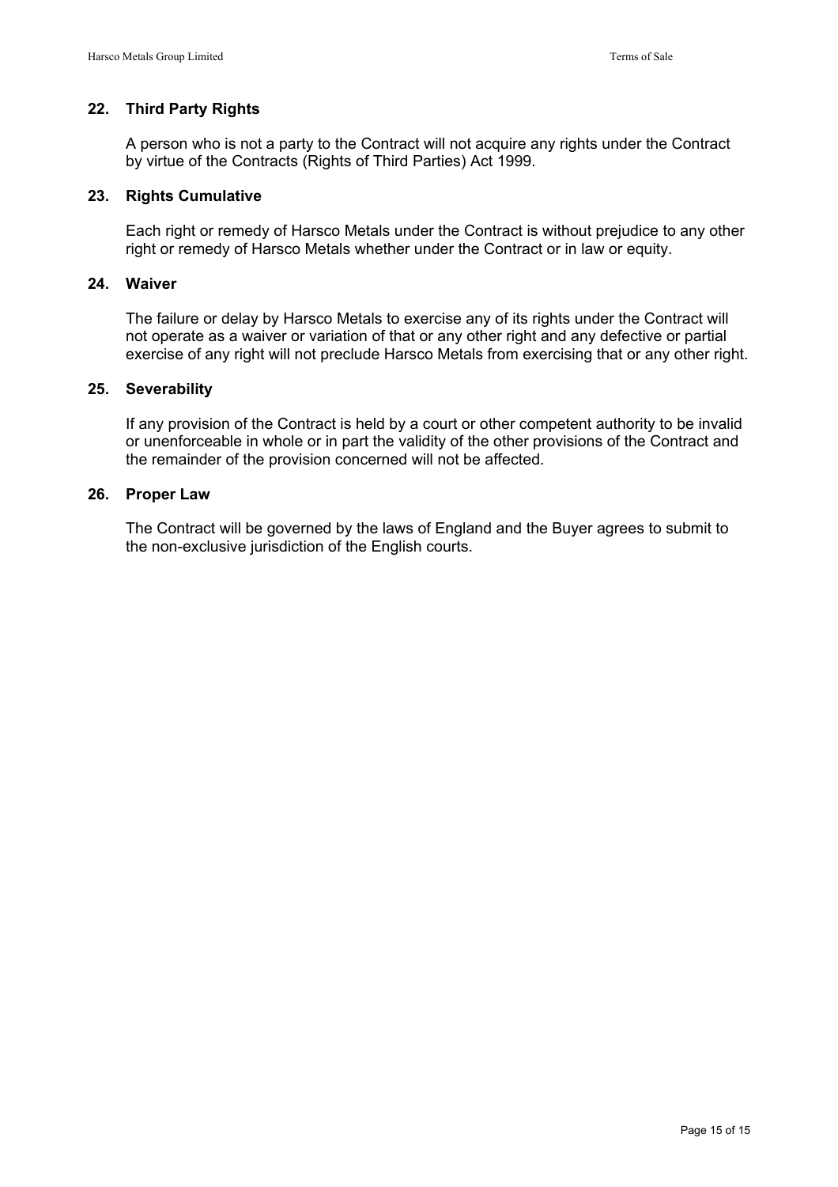## 22. Third Party Rights

A person who is not a party to the Contract will not acquire any rights under the Contract by virtue of the Contracts (Rights of Third Parties) Act 1999.

## 23. Rights Cumulative

Each right or remedy of Harsco Metals under the Contract is without prejudice to any other right or remedy of Harsco Metals whether under the Contract or in law or equity.

## 24. Waiver

The failure or delay by Harsco Metals to exercise any of its rights under the Contract will not operate as a waiver or variation of that or any other right and any defective or partial exercise of any right will not preclude Harsco Metals from exercising that or any other right.

## 25. Severability

If any provision of the Contract is held by a court or other competent authority to be invalid or unenforceable in whole or in part the validity of the other provisions of the Contract and the remainder of the provision concerned will not be affected.

## 26. Proper Law

The Contract will be governed by the laws of England and the Buyer agrees to submit to the non-exclusive jurisdiction of the English courts.